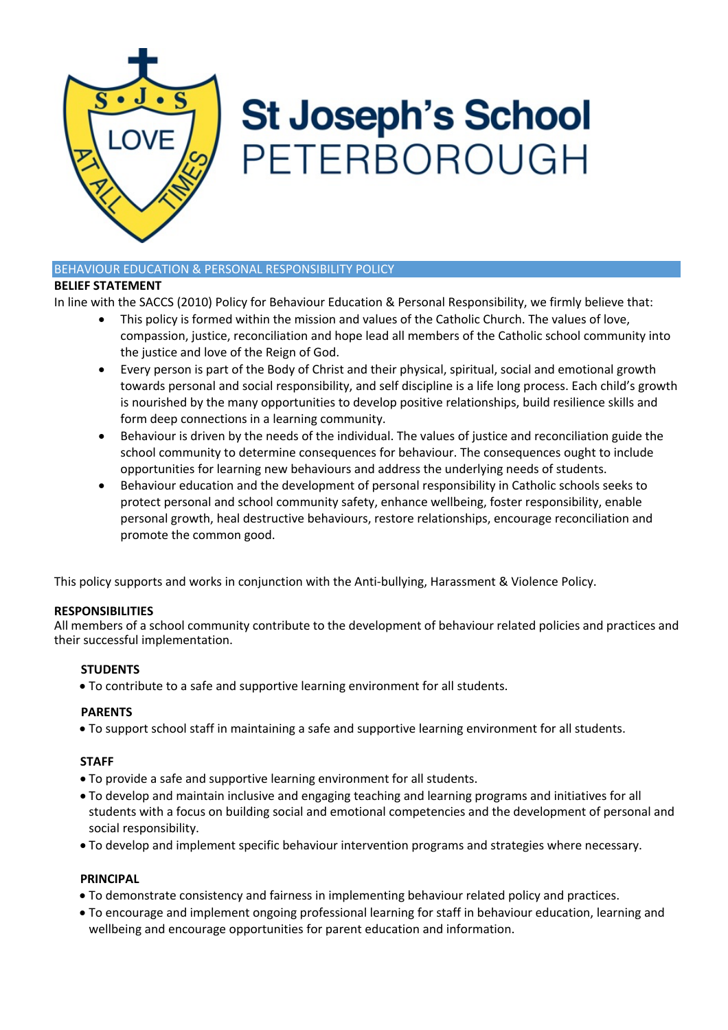# St Joseph's School PETERBOROUGH

## BEHAVIOUR EDUCATION & PERSONAL RESPONSIBILITY POLICY

**BELIEF STATEMENT**

In line with the SACCS (2010) Policy for Behaviour Education & Personal Responsibility, we firmly believe that:

- This policy is formed within the mission and values of the Catholic Church. The values of love, compassion, justice, reconciliation and hope lead all members of the Catholic school community into the justice and love of the Reign of God.
- Every person is part of the Body of Christ and their physical, spiritual, social and emotional growth towards personal and social responsibility, and self discipline is a life long process. Each child's growth is nourished by the many opportunities to develop positive relationships, build resilience skills and form deep connections in a learning community.
- Behaviour is driven by the needs of the individual. The values of justice and reconciliation guide the school community to determine consequences for behaviour. The consequences ought to include opportunities for learning new behaviours and address the underlying needs of students.
- Behaviour education and the development of personal responsibility in Catholic schools seeks to protect personal and school community safety, enhance wellbeing, foster responsibility, enable personal growth, heal destructive behaviours, restore relationships, encourage reconciliation and promote the common good.

This policy supports and works in conjunction with the Anti-bullying, Harassment & Violence Policy.

**RESPONSIBILITIES**

All members of a school community contribute to the development of behaviour related policies and practices and their successful implementation.

**STUDENTS**

- To contribute to a safe and supportive learning environment for all students.

**PARENTS**

- To support school staff in maintaining a safe and supportive learning environment for all students.

**STAFF**

- To provide a safe and supportive learning environment for all students.
- To develop and maintain inclusive and engaging teaching and learning programs and initiatives for all students with a focus on building social and emotional competencies and the development of personal and social responsibility.
- To develop and implement specific behaviour intervention programs and strategies where necessary.

**PRINCIPAL**

- To demonstrate consistency and fairness in implementing behaviour related policy and practices.
- To encourage and implement ongoing professional learning for staff in behaviour education, learning and wellbeing and encourage opportunities for parent education and information.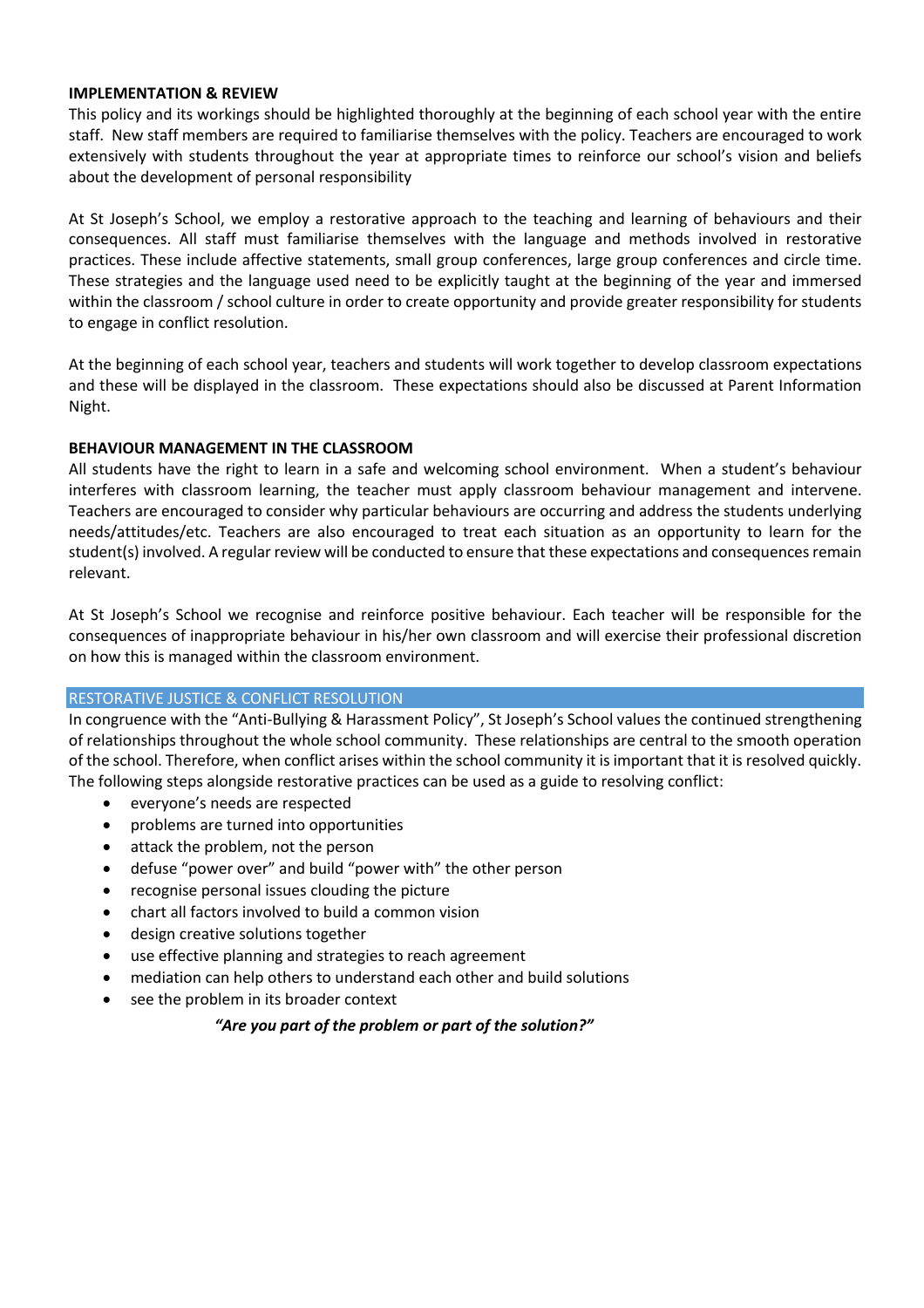## IMPLEMENTATION & REVIEW

This policy and its workings should be highlighted thoroughly at the beginning of each school year with the entire staff. New staff members are required to familiarise themselves with the policy. Teachers are encouraged to work extensively with students throughout the year at appropriate times to reinforce our school's vision and beliefs about the development of personal responsibility

At St Joseph's School, we employ a restorative approach to the teaching and learning of behaviours and their consequences. All staff must familiarise themselves with the language and methods involved in restorative practices. These include affective statements, small group conferences, large group conferences and circle time. These strategies and the language used need to be explicitly taught at the beginning of the year and immersed within the classroom / school culture in order to create opportunity and provide greater responsibility for students to engage in conflict resolution.

At the beginning of each school year, teachers and students will work together to develop classroom expectations and these will be displayed in the classroom. These expectations should also be discussed at Parent Information Night.

## BEHAVIOUR MANAGEMENT IN THE CLASSROOM

All students have the right to learn in a safe and welcoming school environment. When a student's behaviour interferes with classroom learning, the teacher must apply classroom behaviour management and intervene. Teachers are encouraged to consider why particular behaviours are occurring and address the students underlying needs/attitudes/etc. Teachers are also encouraged to treat each situation as an opportunity to learn for the student(s) involved. A regular review will be conducted to ensure that these expectations and consequences remain relevant.

At St Joseph's School we recognise and reinforce positive behaviour. Each teacher will be responsible for the consequences of inappropriate behaviour in his/her own classroom and will exercise their professional discretion on how this is managed within the classroom environment.

## RESTORATIVE JUSTICE & CONFLICT RESOLUTION

In congruence with the "Anti-Bullying & Harassment Policy", St Joseph's School values the continued strengthening of relationships throughout the whole school community. These relationships are central to the smooth operation of the school. Therefore, when conflict arises within the school community it is important that it is resolved quickly. The following steps alongside restorative practices can be used as a guide to resolving conflict:

- everyone's needs are respected
- problems are turned into opportunities
- attack the problem, not the person
- defuse "power over" and build "power with" the other person
- recognise personal issues clouding the picture
- chart all factors involved to build a common vision
- design creative solutions together
- use effective planning and strategies to reach agreement
- mediation can help others to understand each other and build solutions
- see the problem in its broader context

***"Are you part of the problem or part of the solution?"***